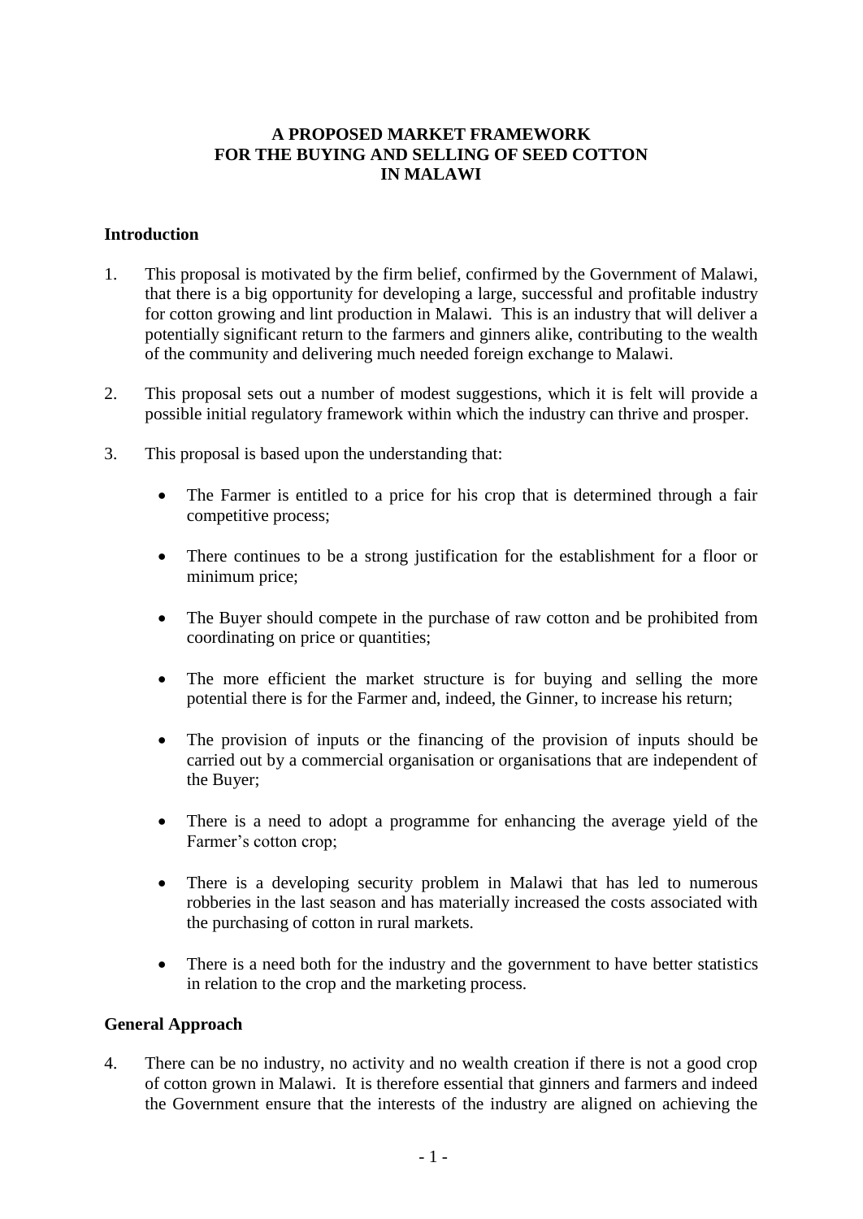# A PROPOSED MARKET FRAMEWORK FOR THE BUYING AND SELLING OF SEED COTTON IN MALAWI

## Introduction

1. This proposal is motivated by the firm belief, confirmed by the Government of Malawi, that there is a big opportunity for developing a large, successful and profitable industry for cotton growing and lint production in Malawi. This is an industry that will deliver a potentially significant return to the farmers and ginners alike, contributing to the wealth of the community and delivering much needed foreign exchange to Malawi.

2. This proposal sets out a number of modest suggestions, which it is felt will provide a possible initial regulatory framework within which the industry can thrive and prosper.

3. This proposal is based upon the understanding that:

   - The Farmer is entitled to a price for his crop that is determined through a fair competitive process;

   - There continues to be a strong justification for the establishment for a floor or minimum price;

   - The Buyer should compete in the purchase of raw cotton and be prohibited from coordinating on price or quantities;

   - The more efficient the market structure is for buying and selling the more potential there is for the Farmer and, indeed, the Ginner, to increase his return;

   - The provision of inputs or the financing of the provision of inputs should be carried out by a commercial organisation or organisations that are independent of the Buyer;

   - There is a need to adopt a programme for enhancing the average yield of the Farmer's cotton crop;

   - There is a developing security problem in Malawi that has led to numerous robberies in the last season and has materially increased the costs associated with the purchasing of cotton in rural markets.

   - There is a need both for the industry and the government to have better statistics in relation to the crop and the marketing process.

## General Approach

4. There can be no industry, no activity and no wealth creation if there is not a good crop of cotton grown in Malawi. It is therefore essential that ginners and farmers and indeed the Government ensure that the interests of the industry are aligned on achieving the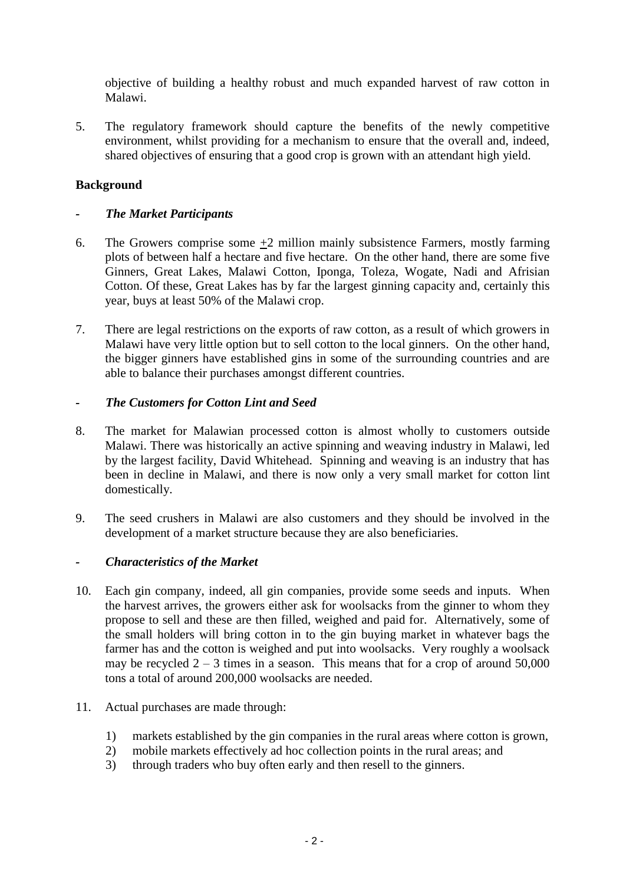objective of building a healthy robust and much expanded harvest of raw cotton in Malawi.

5. The regulatory framework should capture the benefits of the newly competitive environment, whilst providing for a mechanism to ensure that the overall and, indeed, shared objectives of ensuring that a good crop is grown with an attendant high yield.

**Background**

- ***The Market Participants***

6. The Growers comprise some $\pm$2 million mainly subsistence Farmers, mostly farming plots of between half a hectare and five hectare. On the other hand, there are some five Ginners, Great Lakes, Malawi Cotton, Iponga, Toleza, Wogate, Nadi and Afrisian Cotton. Of these, Great Lakes has by far the largest ginning capacity and, certainly this year, buys at least 50% of the Malawi crop.

7. There are legal restrictions on the exports of raw cotton, as a result of which growers in Malawi have very little option but to sell cotton to the local ginners. On the other hand, the bigger ginners have established gins in some of the surrounding countries and are able to balance their purchases amongst different countries.

- ***The Customers for Cotton Lint and Seed***

8. The market for Malawian processed cotton is almost wholly to customers outside Malawi. There was historically an active spinning and weaving industry in Malawi, led by the largest facility, David Whitehead. Spinning and weaving is an industry that has been in decline in Malawi, and there is now only a very small market for cotton lint domestically.

9. The seed crushers in Malawi are also customers and they should be involved in the development of a market structure because they are also beneficiaries.

- ***Characteristics of the Market***

10. Each gin company, indeed, all gin companies, provide some seeds and inputs. When the harvest arrives, the growers either ask for woolsacks from the ginner to whom they propose to sell and these are then filled, weighed and paid for. Alternatively, some of the small holders will bring cotton in to the gin buying market in whatever bags the farmer has and the cotton is weighed and put into woolsacks. Very roughly a woolsack may be recycled 2 – 3 times in a season. This means that for a crop of around 50,000 tons a total of around 200,000 woolsacks are needed.

11. Actual purchases are made through:

    1) markets established by the gin companies in the rural areas where cotton is grown,
    2) mobile markets effectively ad hoc collection points in the rural areas; and
    3) through traders who buy often early and then resell to the ginners.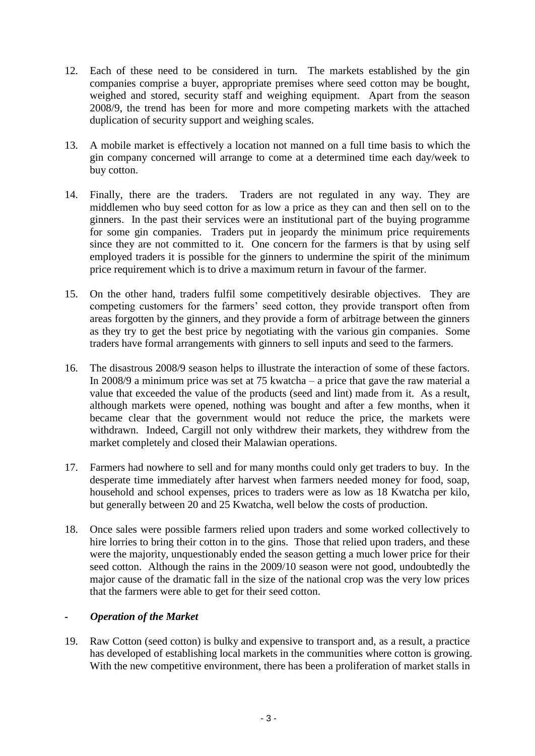12. Each of these need to be considered in turn. The markets established by the gin companies comprise a buyer, appropriate premises where seed cotton may be bought, weighed and stored, security staff and weighing equipment. Apart from the season 2008/9, the trend has been for more and more competing markets with the attached duplication of security support and weighing scales.

13. A mobile market is effectively a location not manned on a full time basis to which the gin company concerned will arrange to come at a determined time each day/week to buy cotton.

14. Finally, there are the traders. Traders are not regulated in any way. They are middlemen who buy seed cotton for as low a price as they can and then sell on to the ginners. In the past their services were an institutional part of the buying programme for some gin companies. Traders put in jeopardy the minimum price requirements since they are not committed to it. One concern for the farmers is that by using self employed traders it is possible for the ginners to undermine the spirit of the minimum price requirement which is to drive a maximum return in favour of the farmer.

15. On the other hand, traders fulfil some competitively desirable objectives. They are competing customers for the farmers' seed cotton, they provide transport often from areas forgotten by the ginners, and they provide a form of arbitrage between the ginners as they try to get the best price by negotiating with the various gin companies. Some traders have formal arrangements with ginners to sell inputs and seed to the farmers.

16. The disastrous 2008/9 season helps to illustrate the interaction of some of these factors. In 2008/9 a minimum price was set at 75 kwatcha – a price that gave the raw material a value that exceeded the value of the products (seed and lint) made from it. As a result, although markets were opened, nothing was bought and after a few months, when it became clear that the government would not reduce the price, the markets were withdrawn. Indeed, Cargill not only withdrew their markets, they withdrew from the market completely and closed their Malawian operations.

17. Farmers had nowhere to sell and for many months could only get traders to buy. In the desperate time immediately after harvest when farmers needed money for food, soap, household and school expenses, prices to traders were as low as 18 Kwatcha per kilo, but generally between 20 and 25 Kwatcha, well below the costs of production.

18. Once sales were possible farmers relied upon traders and some worked collectively to hire lorries to bring their cotton in to the gins. Those that relied upon traders, and these were the majority, unquestionably ended the season getting a much lower price for their seed cotton. Although the rains in the 2009/10 season were not good, undoubtedly the major cause of the dramatic fall in the size of the national crop was the very low prices that the farmers were able to get for their seed cotton.

### - *Operation of the Market*

19. Raw Cotton (seed cotton) is bulky and expensive to transport and, as a result, a practice has developed of establishing local markets in the communities where cotton is growing. With the new competitive environment, there has been a proliferation of market stalls in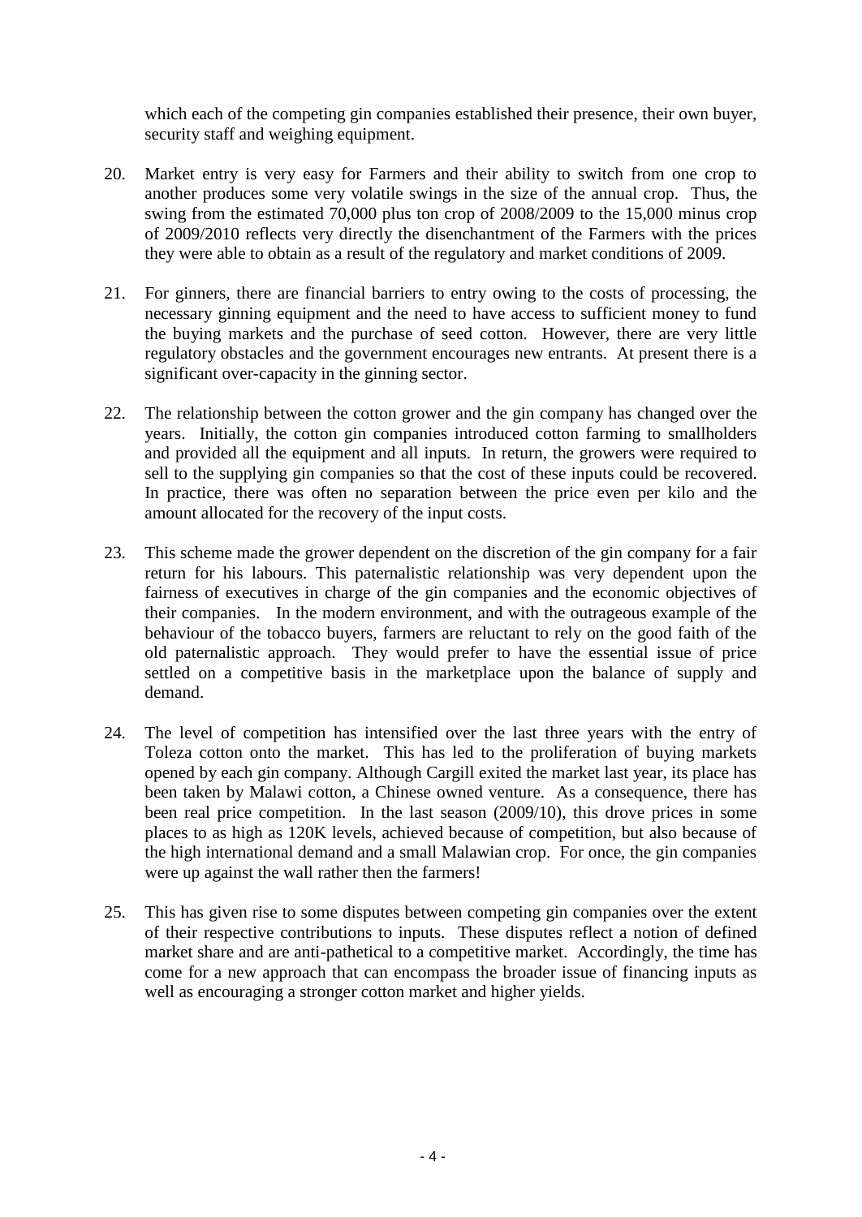which each of the competing gin companies established their presence, their own buyer, security staff and weighing equipment.

20. Market entry is very easy for Farmers and their ability to switch from one crop to another produces some very volatile swings in the size of the annual crop. Thus, the swing from the estimated 70,000 plus ton crop of 2008/2009 to the 15,000 minus crop of 2009/2010 reflects very directly the disenchantment of the Farmers with the prices they were able to obtain as a result of the regulatory and market conditions of 2009.

21. For ginners, there are financial barriers to entry owing to the costs of processing, the necessary ginning equipment and the need to have access to sufficient money to fund the buying markets and the purchase of seed cotton. However, there are very little regulatory obstacles and the government encourages new entrants. At present there is a significant over-capacity in the ginning sector.

22. The relationship between the cotton grower and the gin company has changed over the years. Initially, the cotton gin companies introduced cotton farming to smallholders and provided all the equipment and all inputs. In return, the growers were required to sell to the supplying gin companies so that the cost of these inputs could be recovered. In practice, there was often no separation between the price even per kilo and the amount allocated for the recovery of the input costs.

23. This scheme made the grower dependent on the discretion of the gin company for a fair return for his labours. This paternalistic relationship was very dependent upon the fairness of executives in charge of the gin companies and the economic objectives of their companies. In the modern environment, and with the outrageous example of the behaviour of the tobacco buyers, farmers are reluctant to rely on the good faith of the old paternalistic approach. They would prefer to have the essential issue of price settled on a competitive basis in the marketplace upon the balance of supply and demand.

24. The level of competition has intensified over the last three years with the entry of Toleza cotton onto the market. This has led to the proliferation of buying markets opened by each gin company. Although Cargill exited the market last year, its place has been taken by Malawi cotton, a Chinese owned venture. As a consequence, there has been real price competition. In the last season (2009/10), this drove prices in some places to as high as 120K levels, achieved because of competition, but also because of the high international demand and a small Malawian crop. For once, the gin companies were up against the wall rather then the farmers!

25. This has given rise to some disputes between competing gin companies over the extent of their respective contributions to inputs. These disputes reflect a notion of defined market share and are anti-pathetical to a competitive market. Accordingly, the time has come for a new approach that can encompass the broader issue of financing inputs as well as encouraging a stronger cotton market and higher yields.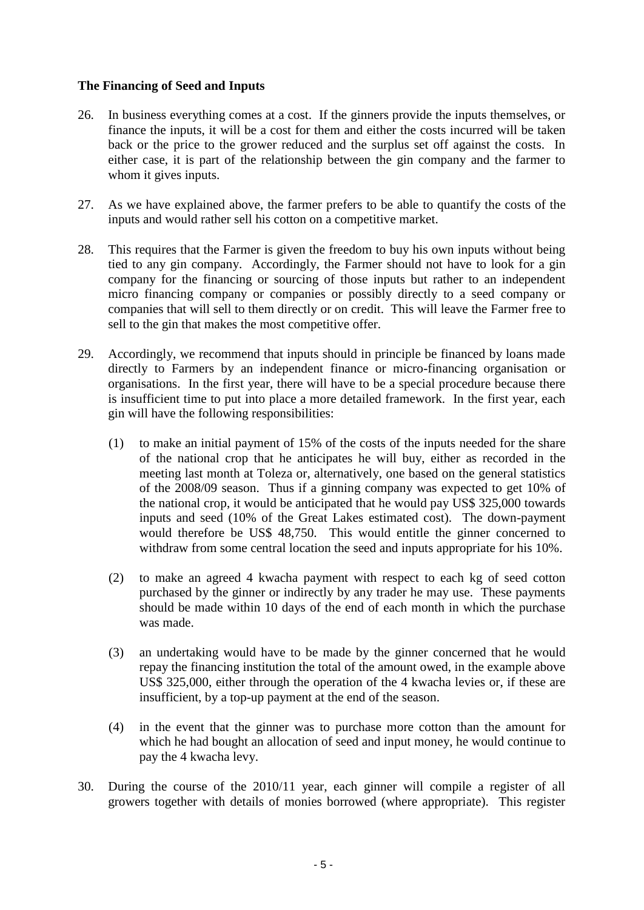**The Financing of Seed and Inputs**

26. In business everything comes at a cost. If the ginners provide the inputs themselves, or finance the inputs, it will be a cost for them and either the costs incurred will be taken back or the price to the grower reduced and the surplus set off against the costs. In either case, it is part of the relationship between the gin company and the farmer to whom it gives inputs.

27. As we have explained above, the farmer prefers to be able to quantify the costs of the inputs and would rather sell his cotton on a competitive market.

28. This requires that the Farmer is given the freedom to buy his own inputs without being tied to any gin company. Accordingly, the Farmer should not have to look for a gin company for the financing or sourcing of those inputs but rather to an independent micro financing company or companies or possibly directly to a seed company or companies that will sell to them directly or on credit. This will leave the Farmer free to sell to the gin that makes the most competitive offer.

29. Accordingly, we recommend that inputs should in principle be financed by loans made directly to Farmers by an independent finance or micro-financing organisation or organisations. In the first year, there will have to be a special procedure because there is insufficient time to put into place a more detailed framework. In the first year, each gin will have the following responsibilities:

    (1) to make an initial payment of 15% of the costs of the inputs needed for the share of the national crop that he anticipates he will buy, either as recorded in the meeting last month at Toleza or, alternatively, one based on the general statistics of the 2008/09 season. Thus if a ginning company was expected to get 10% of the national crop, it would be anticipated that he would pay US$ 325,000 towards inputs and seed (10% of the Great Lakes estimated cost). The down-payment would therefore be US$ 48,750. This would entitle the ginner concerned to withdraw from some central location the seed and inputs appropriate for his 10%.

    (2) to make an agreed 4 kwacha payment with respect to each kg of seed cotton purchased by the ginner or indirectly by any trader he may use. These payments should be made within 10 days of the end of each month in which the purchase was made.

    (3) an undertaking would have to be made by the ginner concerned that he would repay the financing institution the total of the amount owed, in the example above US$ 325,000, either through the operation of the 4 kwacha levies or, if these are insufficient, by a top-up payment at the end of the season.

    (4) in the event that the ginner was to purchase more cotton than the amount for which he had bought an allocation of seed and input money, he would continue to pay the 4 kwacha levy.

30. During the course of the 2010/11 year, each ginner will compile a register of all growers together with details of monies borrowed (where appropriate). This register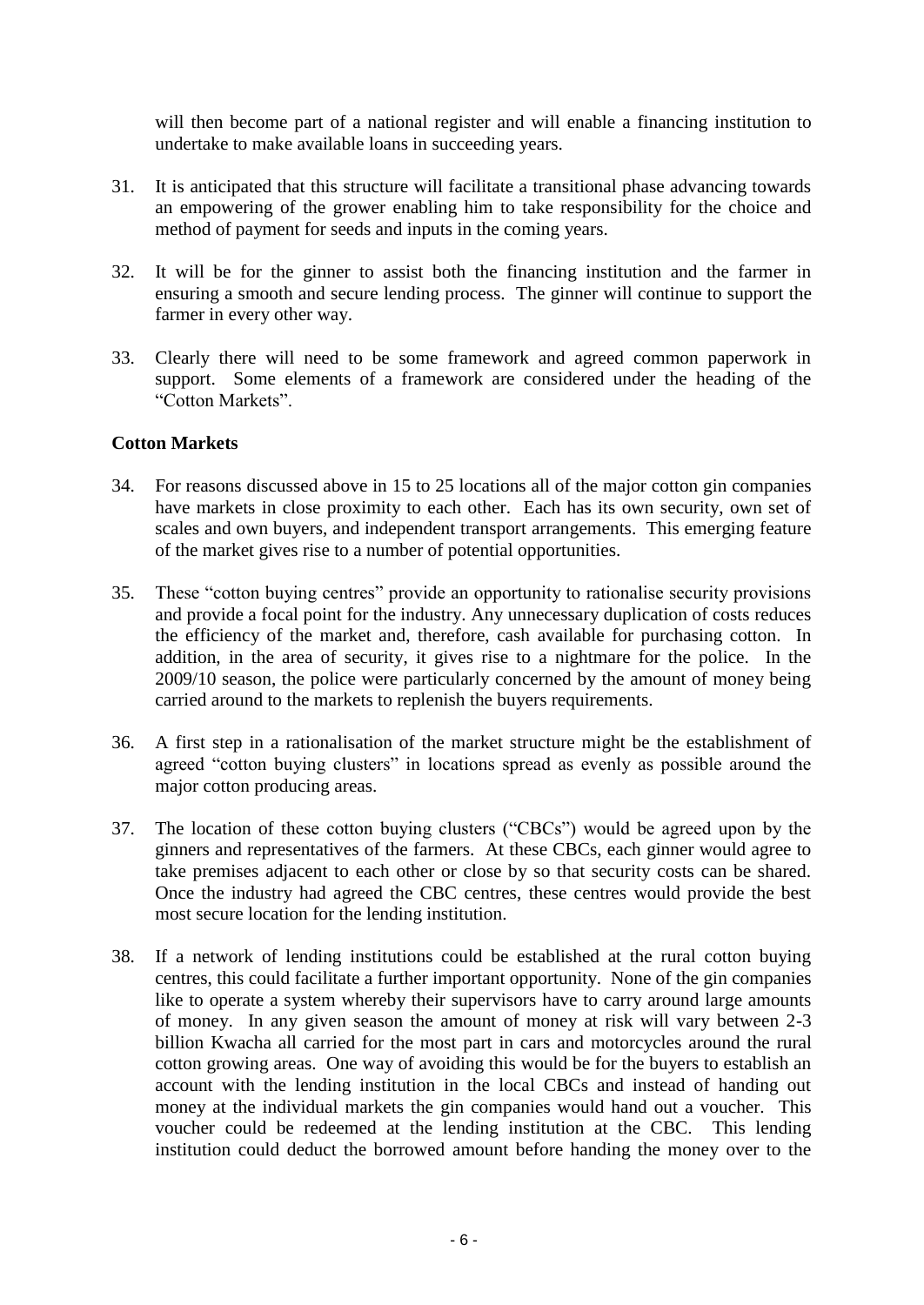will then become part of a national register and will enable a financing institution to undertake to make available loans in succeeding years.

31. It is anticipated that this structure will facilitate a transitional phase advancing towards an empowering of the grower enabling him to take responsibility for the choice and method of payment for seeds and inputs in the coming years.

32. It will be for the ginner to assist both the financing institution and the farmer in ensuring a smooth and secure lending process. The ginner will continue to support the farmer in every other way.

33. Clearly there will need to be some framework and agreed common paperwork in support. Some elements of a framework are considered under the heading of the "Cotton Markets".

**Cotton Markets**

34. For reasons discussed above in 15 to 25 locations all of the major cotton gin companies have markets in close proximity to each other. Each has its own security, own set of scales and own buyers, and independent transport arrangements. This emerging feature of the market gives rise to a number of potential opportunities.

35. These "cotton buying centres" provide an opportunity to rationalise security provisions and provide a focal point for the industry. Any unnecessary duplication of costs reduces the efficiency of the market and, therefore, cash available for purchasing cotton. In addition, in the area of security, it gives rise to a nightmare for the police. In the 2009/10 season, the police were particularly concerned by the amount of money being carried around to the markets to replenish the buyers requirements.

36. A first step in a rationalisation of the market structure might be the establishment of agreed "cotton buying clusters" in locations spread as evenly as possible around the major cotton producing areas.

37. The location of these cotton buying clusters ("CBCs") would be agreed upon by the ginners and representatives of the farmers. At these CBCs, each ginner would agree to take premises adjacent to each other or close by so that security costs can be shared. Once the industry had agreed the CBC centres, these centres would provide the best most secure location for the lending institution.

38. If a network of lending institutions could be established at the rural cotton buying centres, this could facilitate a further important opportunity. None of the gin companies like to operate a system whereby their supervisors have to carry around large amounts of money. In any given season the amount of money at risk will vary between 2-3 billion Kwacha all carried for the most part in cars and motorcycles around the rural cotton growing areas. One way of avoiding this would be for the buyers to establish an account with the lending institution in the local CBCs and instead of handing out money at the individual markets the gin companies would hand out a voucher. This voucher could be redeemed at the lending institution at the CBC. This lending institution could deduct the borrowed amount before handing the money over to the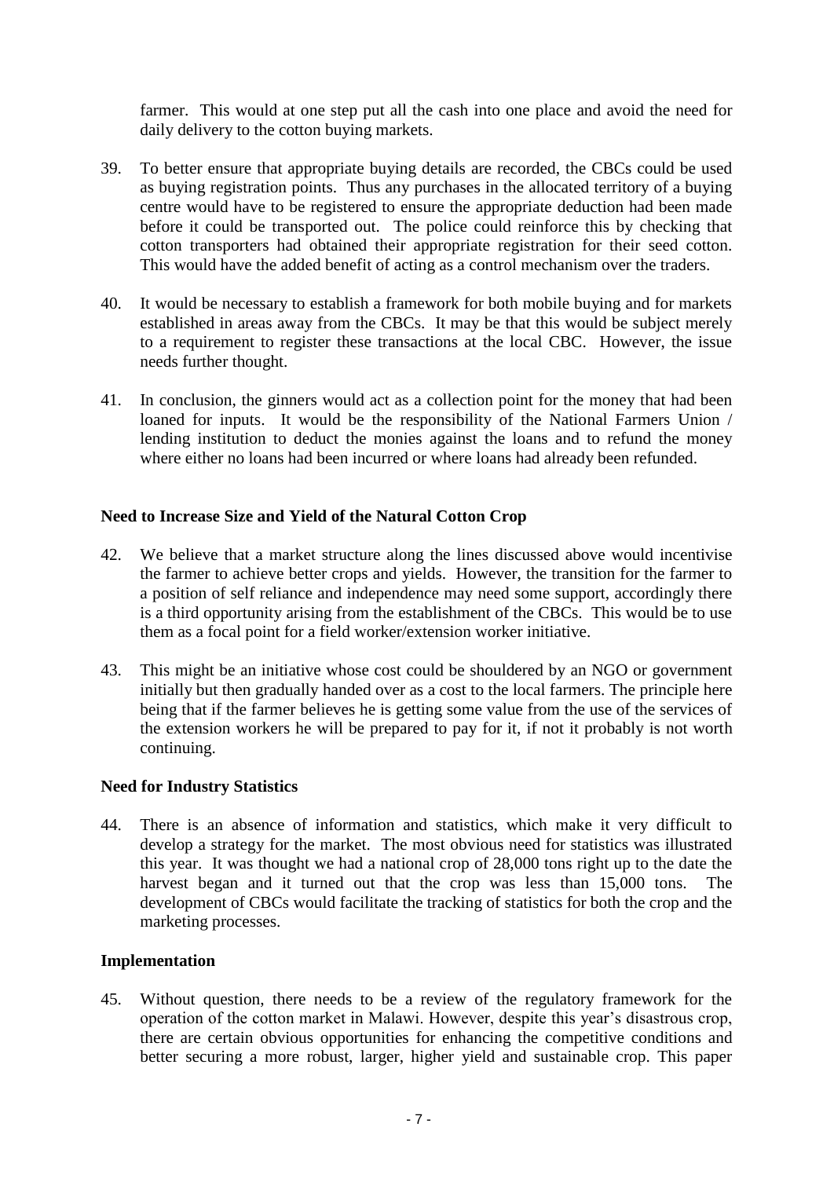farmer. This would at one step put all the cash into one place and avoid the need for daily delivery to the cotton buying markets.

39. To better ensure that appropriate buying details are recorded, the CBCs could be used as buying registration points. Thus any purchases in the allocated territory of a buying centre would have to be registered to ensure the appropriate deduction had been made before it could be transported out. The police could reinforce this by checking that cotton transporters had obtained their appropriate registration for their seed cotton. This would have the added benefit of acting as a control mechanism over the traders.

40. It would be necessary to establish a framework for both mobile buying and for markets established in areas away from the CBCs. It may be that this would be subject merely to a requirement to register these transactions at the local CBC. However, the issue needs further thought.

41. In conclusion, the ginners would act as a collection point for the money that had been loaned for inputs. It would be the responsibility of the National Farmers Union / lending institution to deduct the monies against the loans and to refund the money where either no loans had been incurred or where loans had already been refunded.

**Need to Increase Size and Yield of the Natural Cotton Crop**

42. We believe that a market structure along the lines discussed above would incentivise the farmer to achieve better crops and yields. However, the transition for the farmer to a position of self reliance and independence may need some support, accordingly there is a third opportunity arising from the establishment of the CBCs. This would be to use them as a focal point for a field worker/extension worker initiative.

43. This might be an initiative whose cost could be shouldered by an NGO or government initially but then gradually handed over as a cost to the local farmers. The principle here being that if the farmer believes he is getting some value from the use of the services of the extension workers he will be prepared to pay for it, if not it probably is not worth continuing.

**Need for Industry Statistics**

44. There is an absence of information and statistics, which make it very difficult to develop a strategy for the market. The most obvious need for statistics was illustrated this year. It was thought we had a national crop of 28,000 tons right up to the date the harvest began and it turned out that the crop was less than 15,000 tons. The development of CBCs would facilitate the tracking of statistics for both the crop and the marketing processes.

**Implementation**

45. Without question, there needs to be a review of the regulatory framework for the operation of the cotton market in Malawi. However, despite this year's disastrous crop, there are certain obvious opportunities for enhancing the competitive conditions and better securing a more robust, larger, higher yield and sustainable crop. This paper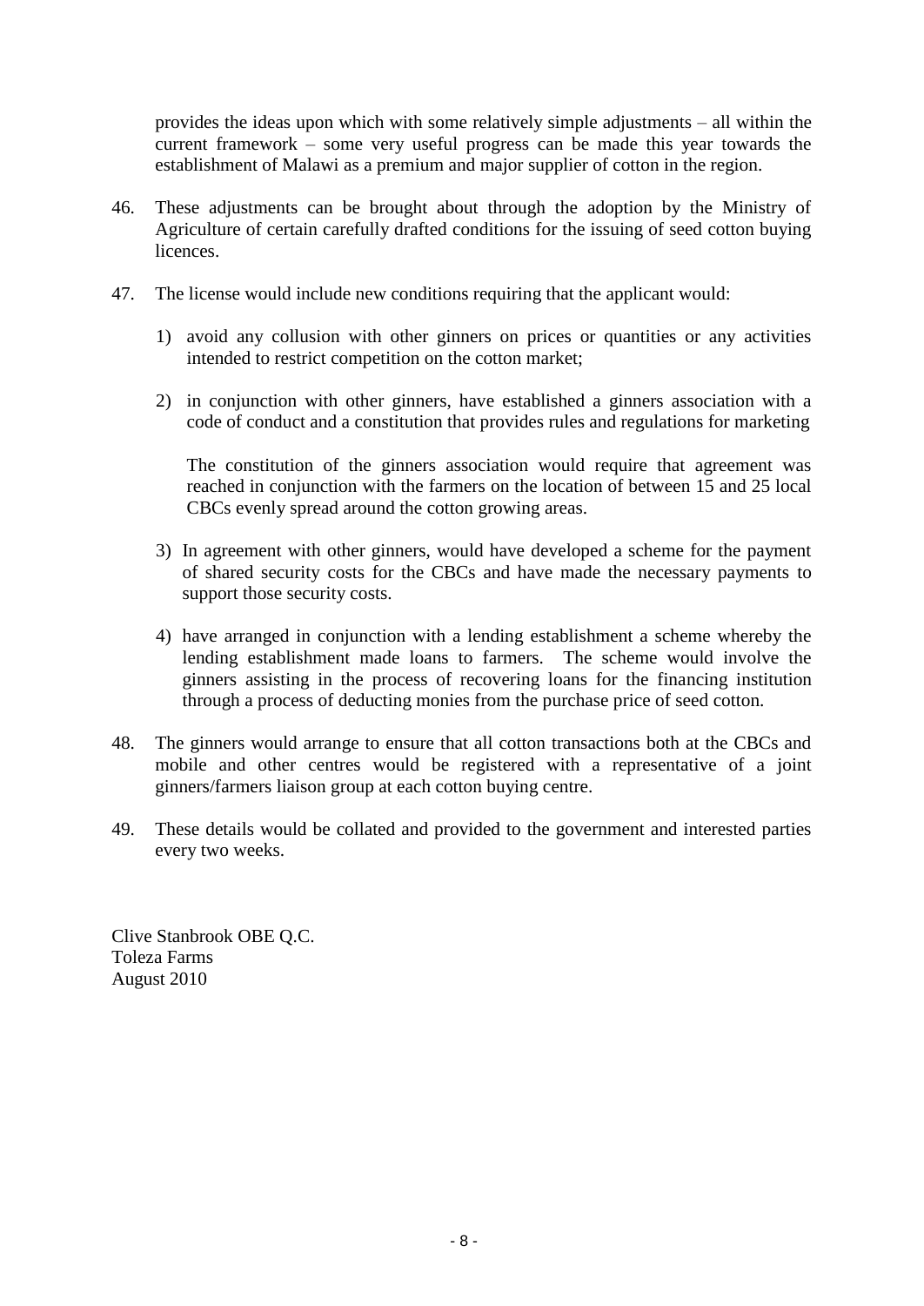provides the ideas upon which with some relatively simple adjustments – all within the current framework – some very useful progress can be made this year towards the establishment of Malawi as a premium and major supplier of cotton in the region.

46. These adjustments can be brought about through the adoption by the Ministry of Agriculture of certain carefully drafted conditions for the issuing of seed cotton buying licences.

47. The license would include new conditions requiring that the applicant would:

   1) avoid any collusion with other ginners on prices or quantities or any activities intended to restrict competition on the cotton market;

   2) in conjunction with other ginners, have established a ginners association with a code of conduct and a constitution that provides rules and regulations for marketing

      The constitution of the ginners association would require that agreement was reached in conjunction with the farmers on the location of between 15 and 25 local CBCs evenly spread around the cotton growing areas.

   3) In agreement with other ginners, would have developed a scheme for the payment of shared security costs for the CBCs and have made the necessary payments to support those security costs.

   4) have arranged in conjunction with a lending establishment a scheme whereby the lending establishment made loans to farmers. The scheme would involve the ginners assisting in the process of recovering loans for the financing institution through a process of deducting monies from the purchase price of seed cotton.

48. The ginners would arrange to ensure that all cotton transactions both at the CBCs and mobile and other centres would be registered with a representative of a joint ginners/farmers liaison group at each cotton buying centre.

49. These details would be collated and provided to the government and interested parties every two weeks.

Clive Stanbrook OBE Q.C.
Toleza Farms
August 2010